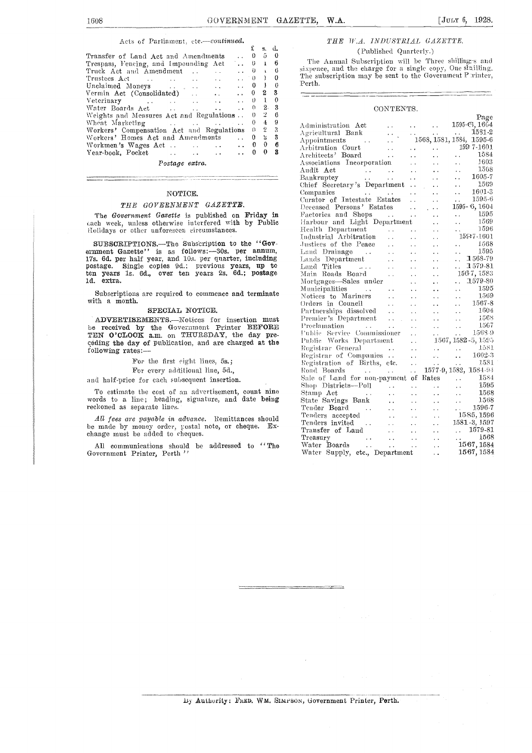Acts of Parliament, etc.—*continued.*

| | £ | s. | d. |
|---|---|---|---|
| Transfer of Land Act and Amendments | 0 | 5 | 0 |
| Trespass, Fencing, and Impounding Act | 0 | 1 | 6 |
| Truck Act and Amendment | 0 | 1 | 6 |
| Trustees Act | 0 | 1 | 0 |
| Unclaimed Moneys | 0 | 1 | 0 |
| Vermin Act (Consolidated) | 0 | 2 | 3 |
| Veterinary | 0 | 1 | 0 |
| Water Boards Act | 0 | 2 | 3 |
| Weights and Measures Act and Regulations | 0 | 2 | 6 |
| Wheat Marketing | 0 | 4 | 9 |
| Workers' Compensation Act and Regulations | 0 | 2 | 3 |
| Workers' Homes Act and Amendments | 0 | 2 | 3 |
| Workmen's Wages Act | 0 | 0 | 6 |
| Year-book, Pocket | 0 | 0 | 3 |

*Postage extra.*

## NOTICE.

### *THE GOVERNMENT GAZETTE.*

The *Government Gazette* is published on **Friday** in each week, unless otherwise interfered with by Public Holidays or other unforeseen circumstances.

**SUBSCRIPTIONS.**—The Subscription to the "**Government Gazette**" is as follows:—**30s. per annum, 17s. 6d. per half year, and 10s. per quarter, including postage. Single copies 9d.; previous years, up to ten years 1s. 6d., over ten years 2s. 6d.; postage 1d. extra.**

Subscriptions are required to commence and terminate with a month.

### SPECIAL NOTICE.

**ADVERTISEMENTS.**—Notices for insertion **must be received by the** Government Printer **BEFORE TEN O'CLOCK a.m.** on **THURSDAY, the day preceding the day of publication, and are charged at the following rates:—**

For the first eight lines, 5s.;

For every additional line, 5d.,

and half-price for each subsequent insertion.

To estimate the cost of an advertisement, count nine words to a line; heading, signature, and date **being** reckoned as separate lines.

*All fees are payable in advance.* Remittances should be made by money order, postal note, or cheque. Exchange must be added to cheques.

All communications should be addressed to "The Government Printer, Perth"

### *THE W.A. INDUSTRIAL GAZETTE.*

(Published Quarterly.)

The Annual Subscription will be Three shillings and sixpence, and the charge for a single copy, One shilling. The subscription may be sent to the Government Printer, Perth.

## CONTENTS.

| | Page |
|---|---|
| Administration Act | 1595-6, 1604 |
| Agricultural Bank | 1581-2 |
| Appointments | 1568, 1581, 1584, 1595-6 |
| Arbitration Court | 1597-1601 |
| Architects' Board | 1584 |
| Associations Incorporation | 1603 |
| Audit Act | 1568 |
| Bankruptcy | 1605-7 |
| Chief Secretary's Department | 1569 |
| Companies | 1601-3 |
| Curator of Intestate Estates | 1595-6 |
| Deceased Persons' Estates | 1595-6, 1604 |
| Factories and Shops | 1595 |
| Harbour and Light Department | 1569 |
| Health Department | 1596 |
| Industrial Arbitration | 1597-1601 |
| Justices of the Peace | 1568 |
| Land Drainage | 1595 |
| Lands Department | 1568-79 |
| Land Titles | 1579-81 |
| Main Roads Board | 1567, 1583 |
| Mortgages—Sales under | 1579-80 |
| Municipalities | 1595 |
| Notices to Mariners | 1569 |
| Orders in Council | 1567-8 |
| Partnerships dissolved | 1604 |
| Premier's Department | 1568 |
| Proclamation | 1567 |
| Public Service Commissioner | 1568-9 |
| Public Works Department | 1567, 1582-5, 1595 |
| Registrar General | 1581 |
| Registrar of Companies | 1602-3 |
| Registration of Births, etc. | 1581 |
| Road Boards | 1577-9, 1582, 1584-94 |
| Sale of Land for non-payment of Rates | 1584 |
| Shop Districts—Poll | 1595 |
| Stamp Act | 1568 |
| State Savings Bank | 1568 |
| Tender Board | 1596-7 |
| Tenders accepted | 1585, 1596 |
| Tenders invited | 1581-3, 1597 |
| Transfer of Land | 1579-81 |
| Treasury | 1568 |
| Water Boards | 1567, 1584 |
| Water Supply, etc., Department | 1567, 1584 |

By Authority: FRED. WM. SIMPSON, Government Printer, Perth.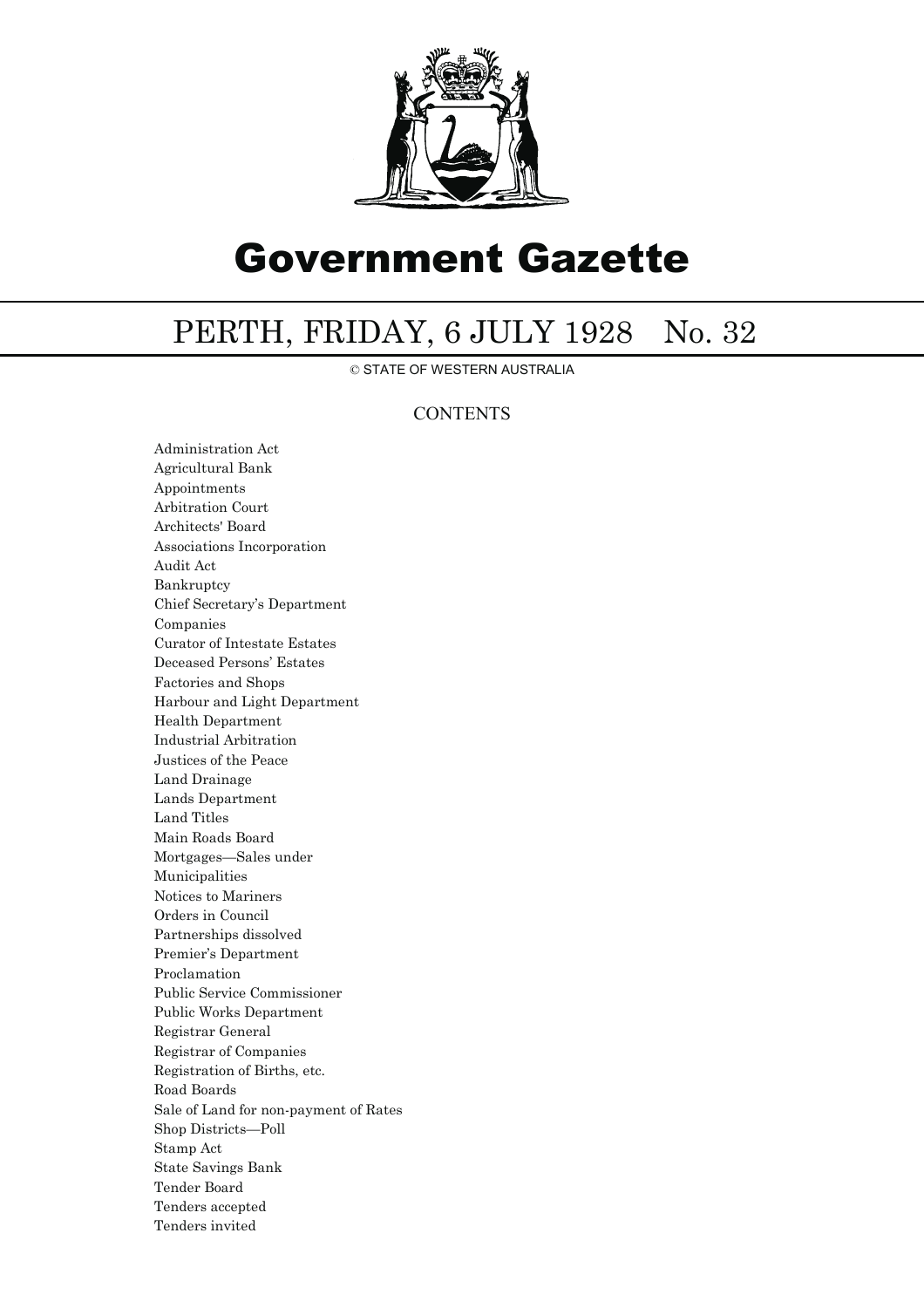# Government Gazette

## PERTH, FRIDAY, 6 JULY 1928 No. 32

© STATE OF WESTERN AUSTRALIA

### CONTENTS

Administration Act
Agricultural Bank
Appointments
Arbitration Court
Architects' Board
Associations Incorporation
Audit Act
Bankruptcy
Chief Secretary's Department
Companies
Curator of Intestate Estates
Deceased Persons' Estates
Factories and Shops
Harbour and Light Department
Health Department
Industrial Arbitration
Justices of the Peace
Land Drainage
Lands Department
Land Titles
Main Roads Board
Mortgages—Sales under
Municipalities
Notices to Mariners
Orders in Council
Partnerships dissolved
Premier's Department
Proclamation
Public Service Commissioner
Public Works Department
Registrar General
Registrar of Companies
Registration of Births, etc.
Road Boards
Sale of Land for non-payment of Rates
Shop Districts—Poll
Stamp Act
State Savings Bank
Tender Board
Tenders accepted
Tenders invited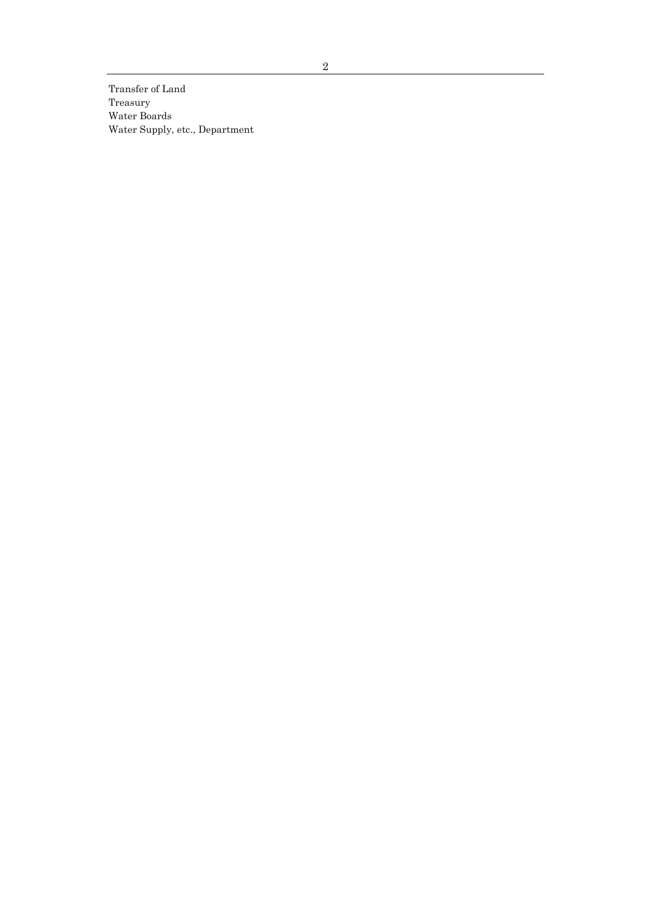Transfer of Land
Treasury
Water Boards
Water Supply, etc., Department